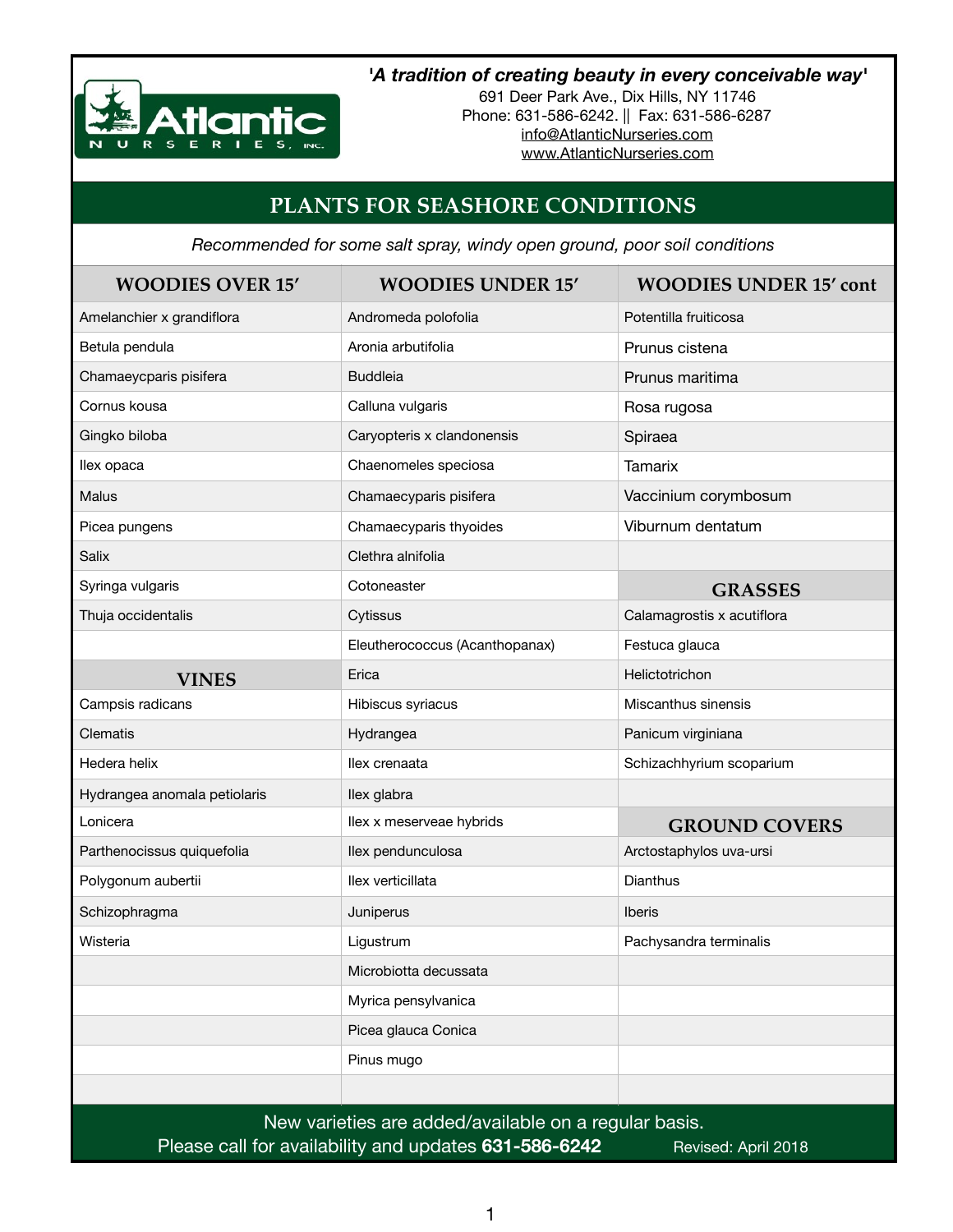**Atlantic NURSERIES, INC.**

***'A tradition of creating beauty in every conceivable way'***

691 Deer Park Ave., Dix Hills, NY 11746
Phone: 631-586-6242. || Fax: 631-586-6287
info@AtlanticNurseries.com
www.AtlanticNurseries.com

# PLANTS FOR SEASHORE CONDITIONS

*Recommended for some salt spray, windy open ground, poor soil conditions*

| WOODIES OVER 15′ | WOODIES UNDER 15′ | WOODIES UNDER 15′ cont |
|---|---|---|
| Amelanchier x grandiflora | Andromeda polofolia | Potentilla fruiticosa |
| Betula pendula | Aronia arbutifolia | Prunus cistena |
| Chamaeycparis pisifera | Buddleia | Prunus maritima |
| Cornus kousa | Calluna vulgaris | Rosa rugosa |
| Gingko biloba | Caryopteris x clandonensis | Spiraea |
| Ilex opaca | Chaenomeles speciosa | Tamarix |
| Malus | Chamaecyparis pisifera | Vaccinium corymbosum |
| Picea pungens | Chamaecyparis thyoides | Viburnum dentatum |
| Salix | Clethra alnifolia | |
| Syringa vulgaris | Cotoneaster | **GRASSES** |
| Thuja occidentalis | Cytissus | Calamagrostis x acutiflora |
| | Eleutherococcus (Acanthopanax) | Festuca glauca |
| **VINES** | Erica | Helictotrichon |
| Campsis radicans | Hibiscus syriacus | Miscanthus sinensis |
| Clematis | Hydrangea | Panicum virginiana |
| Hedera helix | Ilex crenaata | Schizachhyrium scoparium |
| Hydrangea anomala petiolaris | Ilex glabra | |
| Lonicera | Ilex x meserveae hybrids | **GROUND COVERS** |
| Parthenocissus quiquefolia | Ilex pendunculosa | Arctostaphylos uva-ursi |
| Polygonum aubertii | Ilex verticillata | Dianthus |
| Schizophragma | Juniperus | Iberis |
| Wisteria | Ligustrum | Pachysandra terminalis |
| | Microbiotta decussata | |
| | Myrica pensylvanica | |
| | Picea glauca Conica | |
| | Pinus mugo | |

New varieties are added/available on a regular basis.
Please call for availability and updates **631-586-6242** Revised: April 2018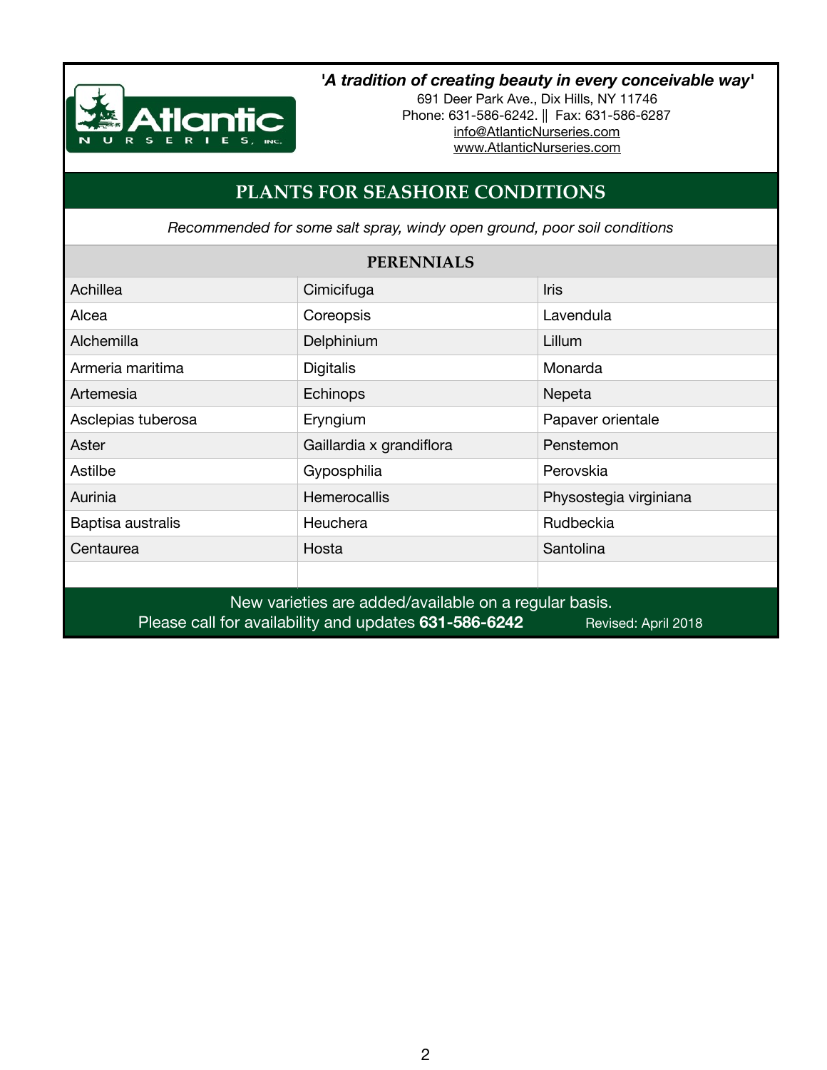**'A tradition of creating beauty in every conceivable way'**
691 Deer Park Ave., Dix Hills, NY 11746
Phone: 631-586-6242. || Fax: 631-586-6287
info@AtlanticNurseries.com
www.AtlanticNurseries.com

## PLANTS FOR SEASHORE CONDITIONS

*Recommended for some salt spray, windy open ground, poor soil conditions*

### PERENNIALS

| | | |
|---|---|---|
| Achillea | Cimicifuga | Iris |
| Alcea | Coreopsis | Lavendula |
| Alchemilla | Delphinium | Lillum |
| Armeria maritima | Digitalis | Monarda |
| Artemesia | Echinops | Nepeta |
| Asclepias tuberosa | Eryngium | Papaver orientale |
| Aster | Gaillardia x grandiflora | Penstemon |
| Astilbe | Gyposphilia | Perovskia |
| Aurinia | Hemerocallis | Physostegia virginiana |
| Baptisa australis | Heuchera | Rudbeckia |
| Centaurea | Hosta | Santolina |
| | | |

New varieties are added/available on a regular basis.
Please call for availability and updates **631-586-6242** Revised: April 2018